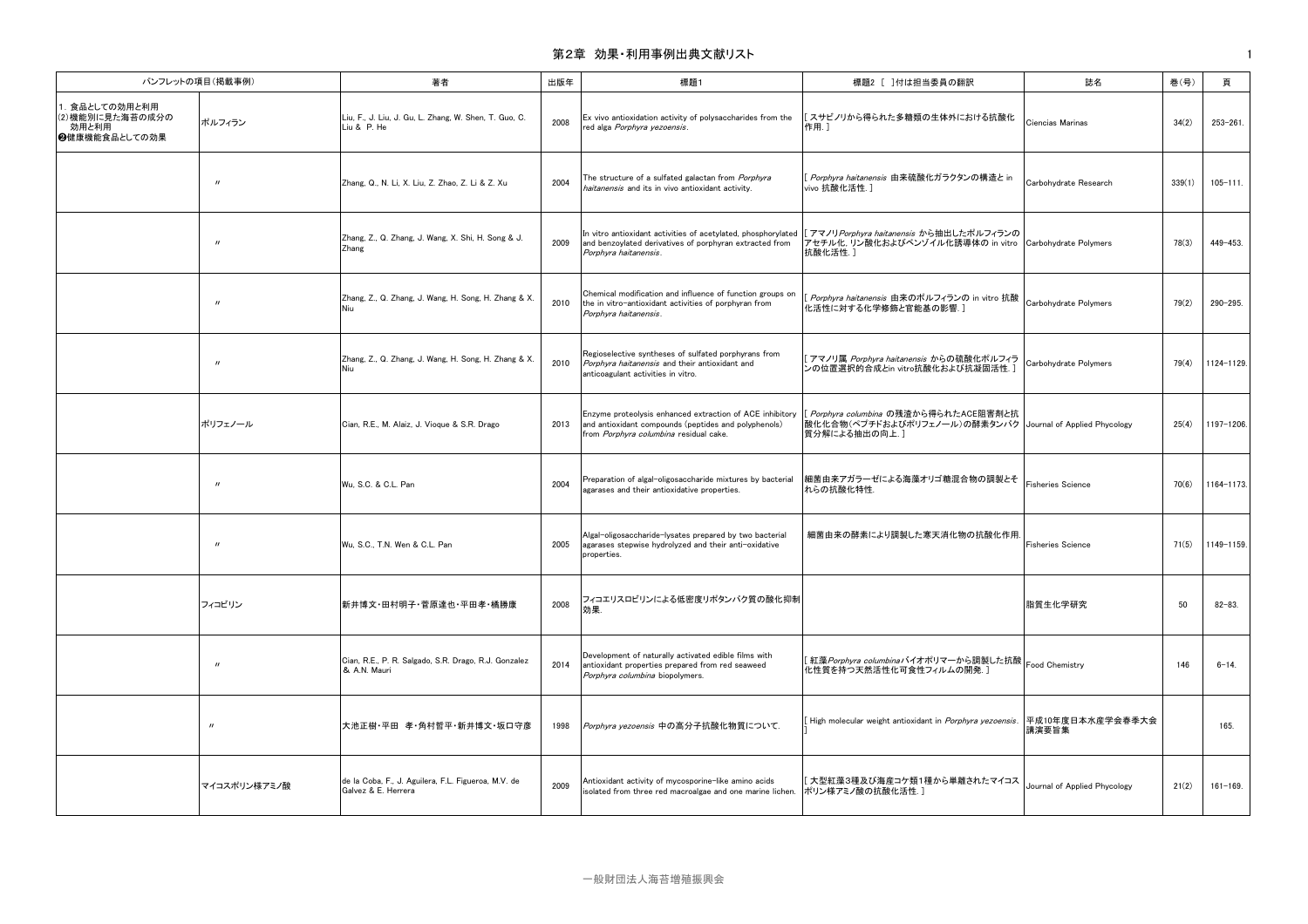# 第2章　効果・利用事例出典文献リスト

| パンフレットの項目(掲載事例) | | 著者 | 出版年 | 標題1 | 標題2 [ ]付は担当委員の翻訳 | 誌名 | 巻(号) | 頁 |
|---|---|---|---|---|---|---|---|---|
| 1. 食品としての効用と利用<br>(2)機能別に見た海苔の成分の効用と利用<br>❷健康機能食品としての効果 | ポルフィラン | Liu, F., J. Liu, J. Gu, L. Zhang, W. Shen, T. Guo, C. Liu & P. He | 2008 | Ex vivo antioxidation activity of polysaccharides from the red alga *Porphyra yezoensis*. | [ スサビノリから得られた多糖類の生体外における抗酸化作用. ] | Ciencias Marinas | 34(2) | 253-261. |
| | 〃 | Zhang, Q., N. Li, X. Liu, Z. Zhao, Z. Li & Z. Xu | 2004 | The structure of a sulfated galactan from *Porphyra haitanensis* and its in vivo antioxidant activity. | [ *Porphyra haitanensis* 由来硫酸化ガラクタンの構造と in vivo 抗酸化活性. ] | Carbohydrate Research | 339(1) | 105-111. |
| | 〃 | Zhang, Z., Q. Zhang, J. Wang, X. Shi, H. Song & J. Zhang | 2009 | In vitro antioxidant activities of acetylated, phosphorylated and benzoylated derivatives of porphyran extracted from *Porphyra haitanensis*. | [ アマノリ*Porphyra haitanensis* から抽出したポルフィランのアセチル化, リン酸化およびベンゾイル化誘導体の in vitro 抗酸化活性. ] | Carbohydrate Polymers | 78(3) | 449-453. |
| | 〃 | Zhang, Z., Q. Zhang, J. Wang, H. Song, H. Zhang & X. Niu | 2010 | Chemical modification and influence of function groups on the in vitro-antioxidant activities of porphyran from *Porphyra haitanensis*. | [ *Porphyra haitanensis* 由来のポルフィランの in vitro 抗酸化活性に対する化学修飾と官能基の影響. ] | Carbohydrate Polymers | 79(2) | 290-295. |
| | 〃 | Zhang, Z., Q. Zhang, J. Wang, H. Song, H. Zhang & X. Niu | 2010 | Regioselective syntheses of sulfated porphyrans from *Porphyra haitanensis* and their antioxidant and anticoagulant activities in vitro. | [ アマノリ属 *Porphyra haitanensis* からの硫酸化ポルフィランの位置選択的合成とin vitro抗酸化および抗凝固活性. ] | Carbohydrate Polymers | 79(4) | 1124-1129. |
| | ポリフェノール | Cian, R.E., M. Alaiz, J. Vioque & S.R. Drago | 2013 | Enzyme proteolysis enhanced extraction of ACE inhibitory and antioxidant compounds (peptides and polyphenols) from *Porphyra columbina* residual cake. | [ *Porphyra columbina* の残渣から得られたACE阻害剤と抗酸化化合物(ペプチドおよびポリフェノール)の酵素タンパク質分解による抽出の向上. ] | Journal of Applied Phycology | 25(4) | 1197-1206. |
| | 〃 | Wu, S.C. & C.L. Pan | 2004 | Preparation of algal-oligosaccharide mixtures by bacterial agarases and their antioxidative properties. | 細菌由来アガラーゼによる海藻オリゴ糖混合物の調製とそれらの抗酸化特性. | Fisheries Science | 70(6) | 1164-1173. |
| | 〃 | Wu, S.C., T.N. Wen & C.L. Pan | 2005 | Algal-oligosaccharide-lysates prepared by two bacterial agarases stepwise hydrolyzed and their anti-oxidative properties. | 細菌由来の酵素により調製した寒天消化物の抗酸化作用. | Fisheries Science | 71(5) | 1149-1159. |
| | フィコビリン | 新井博文・田村明子・菅原達也・平田孝・橘勝康 | 2008 | フィコエリスロビリンによる低密度リポタンパク質の酸化抑制効果. | | 脂質生化学研究 | 50 | 82-83. |
| | 〃 | Cian, R.E., P. R. Salgado, S.R. Drago, R.J. Gonzalez & A.N. Mauri | 2014 | Development of naturally activated edible films with antioxidant properties prepared from red seaweed *Porphyra columbina* biopolymers. | [ 紅藻*Porphyra columbina*バイオポリマーから調製した抗酸化性質を持つ天然活性化可食性フィルムの開発. ] | Food Chemistry | 146 | 6-14. |
| | 〃 | 大池正樹・平田　孝・角村哲平・新井博文・坂口守彦 | 1998 | *Porphyra yezoensis* 中の高分子抗酸化物質について. | [ High molecular weight antioxidant in *Porphyra yezoensis*. ] | 平成10年度日本水産学会春季大会講演要旨集 | | 165. |
| | マイコスポリン様アミノ酸 | de la Coba, F., J. Aguilera, F.L. Figueroa, M.V. de Galvez & E. Herrera | 2009 | Antioxidant activity of mycosporine-like amino acids isolated from three red macroalgae and one marine lichen. | [ 大型紅藻3種及び海産コケ類1種から単離されたマイコスポリン様アミノ酸の抗酸化活性. ] | Journal of Applied Phycology | 21(2) | 161-169. |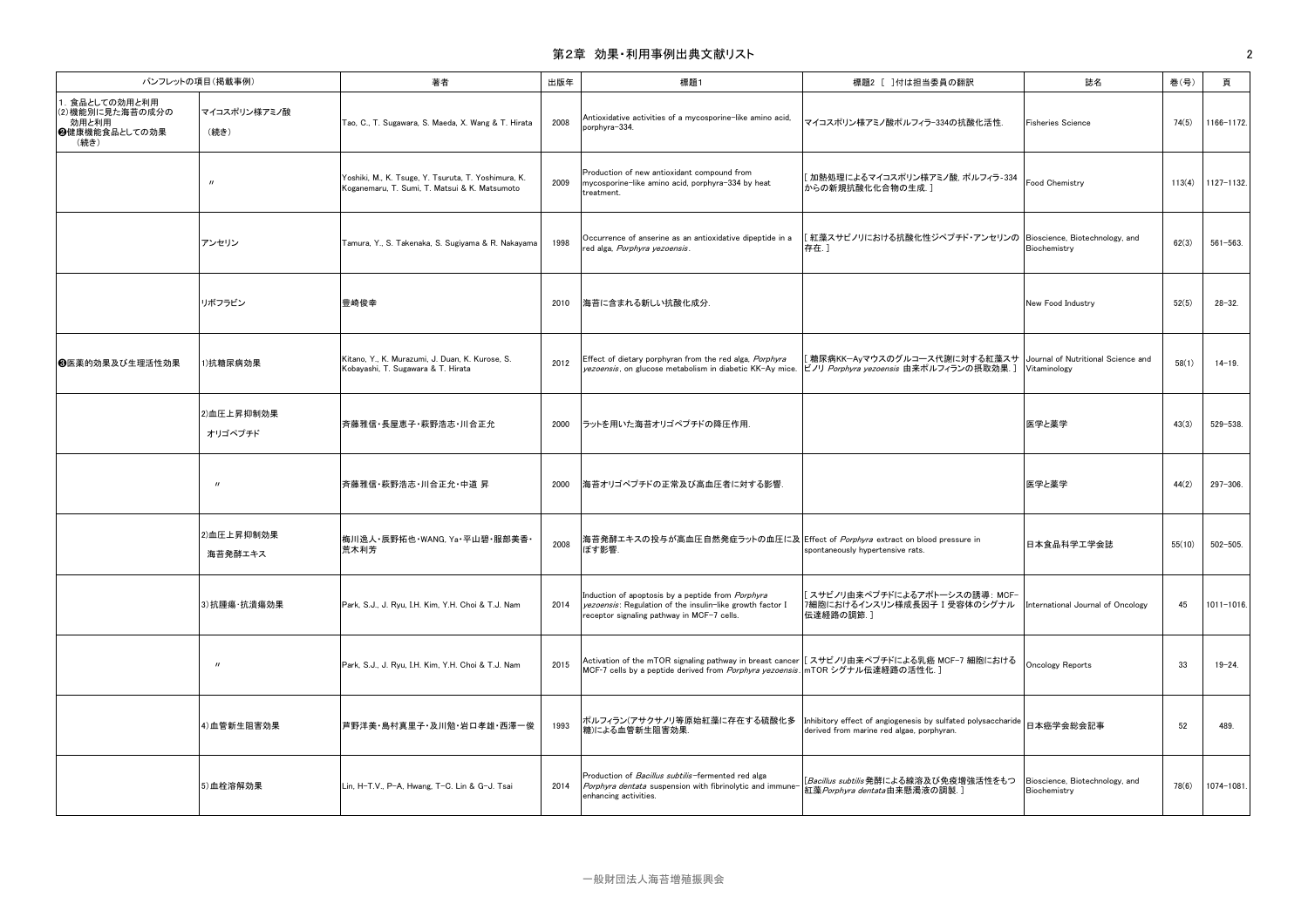# 第2章 効果・利用事例出典文献リスト

| パンフレットの項目(掲載事例) | | 著者 | 出版年 | 標題1 | 標題2 [ ]付は担当委員の翻訳 | 誌名 | 巻(号) | 頁 |
|---|---|---|---|---|---|---|---|---|
| 1. 食品としての効用と利用<br>(2)機能別に見た海苔の成分の効用と利用<br>❷健康機能食品としての効果<br>(続き) | マイコスポリン様アミノ酸<br>(続き) | Tao, C., T. Sugawara, S. Maeda, X. Wang & T. Hirata | 2008 | Antioxidative activities of a mycosporine-like amino acid, porphyra-334. | マイコスポリン様アミノ酸ポルフィラ-334の抗酸化活性. | Fisheries Science | 74(5) | 1166-1172. |
| | 〃 | Yoshiki, M., K. Tsuge, Y. Tsuruta, T. Yoshimura, K. Koganemaru, T. Sumi, T. Matsui & K. Matsumoto | 2009 | Production of new antioxidant compound from mycosporine-like amino acid, porphyra-334 by heat treatment. | [ 加熱処理によるマイコスポリン様アミノ酸, ポルフィラ-334からの新規抗酸化化合物の生成. ] | Food Chemistry | 113(4) | 1127-1132. |
| | アンセリン | Tamura, Y., S. Takenaka, S. Sugiyama & R. Nakayama | 1998 | Occurrence of anserine as an antioxidative dipeptide in a red alga, *Porphyra yezoensis*. | [ 紅藻スサビノリにおける抗酸化性ジペプチド・アンセリンの存在. ] | Bioscience, Biotechnology, and Biochemistry | 62(3) | 561-563. |
| | リボフラビン | 豊崎俊幸 | 2010 | 海苔に含まれる新しい抗酸化成分. | | New Food Industry | 52(5) | 28-32. |
| ❸医薬的効果及び生理活性効果 | 1)抗糖尿病効果 | Kitano, Y., K. Murazumi, J. Duan, K. Kurose, S. Kobayashi, T. Sugawara & T. Hirata | 2012 | Effect of dietary porphyran from the red alga, *Porphyra yezoensis*, on glucose metabolism in diabetic KK-Ay mice. | [ 糖尿病KK-Ayマウスのグルコース代謝に対する紅藻スサビノリ *Porphyra yezoensis* 由来ポルフィランの摂取効果. ] | Journal of Nutritional Science and Vitaminology | 58(1) | 14-19. |
| | 2)血圧上昇抑制効果<br>オリゴペプチド | 斉藤雅信・長屋恵子・萩野浩志・川合正允 | 2000 | ラットを用いた海苔オリゴペプチドの降圧作用. | | 医学と薬学 | 43(3) | 529-538. |
| | 〃 | 斉藤雅信・萩野浩志・川合正允・中道 昇 | 2000 | 海苔オリゴペプチドの正常及び高血圧者に対する影響. | | 医学と薬学 | 44(2) | 297-306. |
| | 2)血圧上昇抑制効果<br>海苔発酵エキス | 梅川逸人・辰野拓也・WANG, Ya・平山碧・服部美香・荒木利芳 | 2008 | 海苔発酵エキスの投与が高血圧自然発症ラットの血圧に及ぼす影響. | Effect of *Porphyra* extract on blood pressure in spontaneously hypertensive rats. | 日本食品科学工学会誌 | 55(10) | 502-505. |
| | 3)抗腫瘍・抗潰瘍効果 | Park, S.J., J. Ryu, I.H. Kim, Y.H. Choi & T.J. Nam | 2014 | Induction of apoptosis by a peptide from *Porphyra yezoensis*: Regulation of the insulin-like growth factor I receptor signaling pathway in MCF-7 cells. | [ スサビノリ由来ペプチドによるアポトーシスの誘導: MCF-7細胞におけるインスリン様成長因子 I 受容体のシグナル伝達経路の調節. ] | International Journal of Oncology | 45 | 1011-1016. |
| | 〃 | Park, S.J., J. Ryu, I.H. Kim, Y.H. Choi & T.J. Nam | 2015 | Activation of the mTOR signaling pathway in breast cancer MCF-7 cells by a peptide derived from *Porphyra yezoensis*. | [ スサビノリ由来ペプチドによる乳癌 MCF-7 細胞における mTOR シグナル伝達経路の活性化. ] | Oncology Reports | 33 | 19-24. |
| | 4)血管新生阻害効果 | 芦野洋美・島村真里子・及川勉・岩口孝雄・西澤一俊 | 1993 | ポルフィラン(アサクサノリ等原始紅藻に存在する硫酸化多糖)による血管新生阻害効果. | Inhibitory effect of angiogenesis by sulfated polysaccharide derived from marine red algae, porphyran. | 日本癌学会総会記事 | 52 | 489. |
| | 5)血栓溶解効果 | Lin, H-T.V., P-A. Hwang, T-C. Lin & G-J. Tsai | 2014 | Production of *Bacillus subtilis*-fermented red alga *Porphyra dentata* suspension with fibrinolytic and immune-enhancing activities. | [*Bacillus subtilis* 発酵による線溶及び免疫増強活性をもつ紅藻 *Porphyra dentata* 由来懸濁液の調製. ] | Bioscience, Biotechnology, and Biochemistry | 78(6) | 1074-1081. |

一般財団法人海苔増殖振興会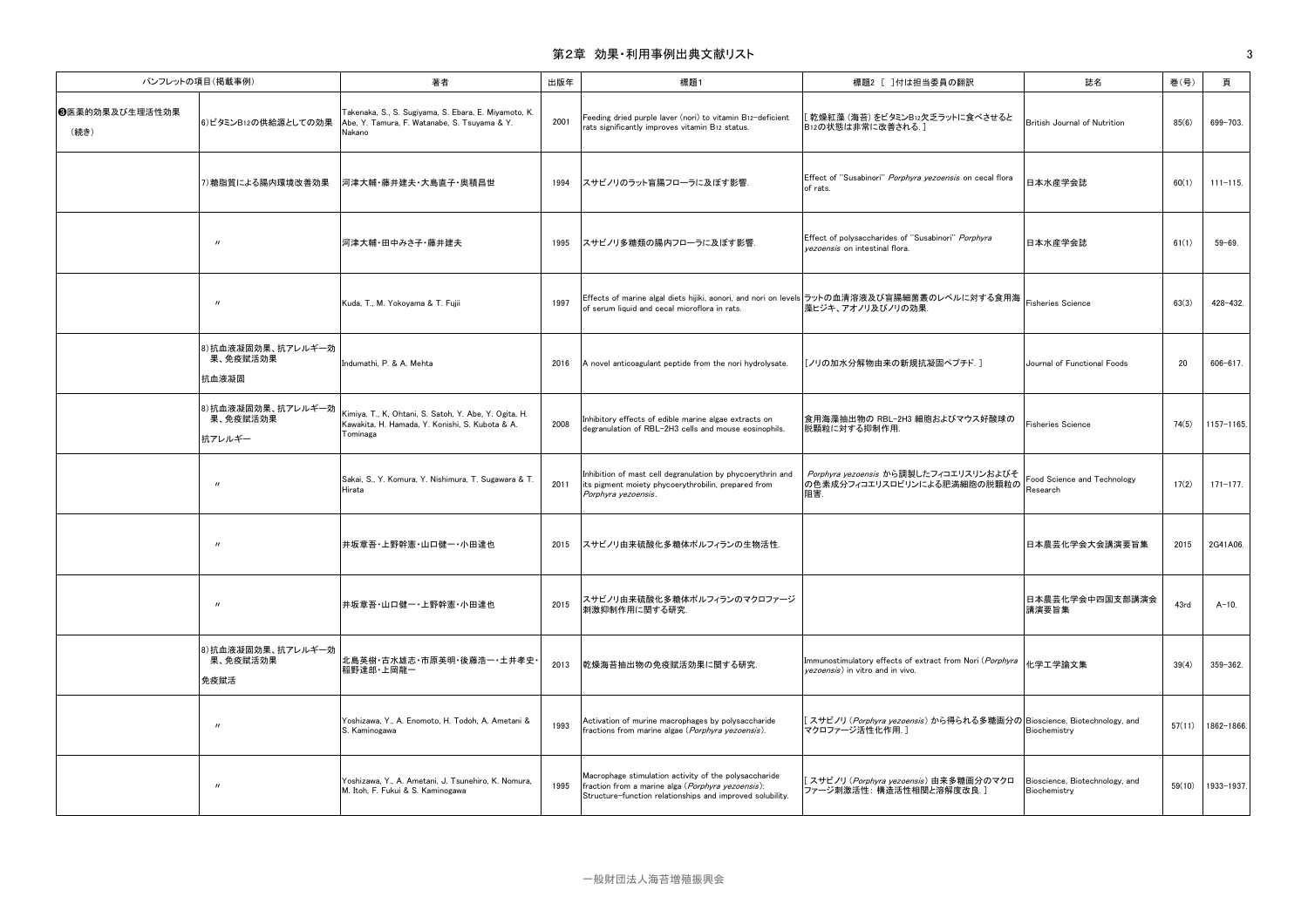## 第2章 効果・利用事例出典文献リスト

| パンフレットの項目(掲載事例) | | 著者 | 出版年 | 標題1 | 標題2 [ ]付は担当委員の翻訳 | 誌名 | 巻(号) | 頁 |
|---|---|---|---|---|---|---|---|---|
| ❸医薬的効果及び生理活性効果(続き) | 6)ビタミン$B_{12}$の供給源としての効果 | Takenaka, S., S. Sugiyama, S. Ebara, E. Miyamoto, K. Abe, Y. Tamura, F. Watanabe, S. Tsuyama & Y. Nakano | 2001 | Feeding dried purple laver (nori) to vitamin $B_{12}$-deficient rats significantly improves vitamin $B_{12}$ status. | [ 乾燥紅藻(海苔)をビタミン$B_{12}$欠乏ラットに食べさせると$B_{12}$の状態は非常に改善される. ] | British Journal of Nutrition | 85(6) | 699-703. |
| | 7)糖脂質による腸内環境改善効果 | 河津大輔・藤井建夫・奥積昌世 | 1994 | スサビノリのラット盲腸フローラに及ぼす影響. | Effect of "Susabinori" *Porphyra yezoensis* on cecal flora of rats. | 日本水産学会誌 | 60(1) | 111-115. |
| | 〃 | 河津大輔・田中みさ子・藤井建夫 | 1995 | スサビノリ多糖類の腸内フローラに及ぼす影響. | Effect of polysaccharides of "Susabinori" *Porphyra yezoensis* on intestinal flora. | 日本水産学会誌 | 61(1) | 59-69. |
| | 〃 | Kuda, T., M. Yokoyama & T. Fujii | 1997 | Effects of marine algal diets hijiki, aonori, and nori on levels of serum liquid and cecal microflora in rats. | ラットの血清溶液及び盲腸細菌叢のレベルに対する食用海藻ヒジキ、アオノリ及びノリの効果. | Fisheries Science | 63(3) | 428-432. |
| | 8)抗血液凝固効果、抗アレルギー効果、免疫賦活効果<br>抗血液凝固 | Indumathi, P. & A. Mehta | 2016 | A novel anticoagulant peptide from the nori hydrolysate. | [ノリの加水分解物由来の新規抗凝固ペプチド. ] | Journal of Functional Foods | 20 | 606-617. |
| | 8)抗血液凝固効果、抗アレルギー効果、免疫賦活効果<br>抗アレルギー | Kimiya, T., K. Ohtani, S. Satoh, Y. Abe, Y. Ogita, H. Kawakita, H. Hamada, Y. Konishi, S. Kubota & A. Tominaga | 2008 | Inhibitory effects of edible marine algae extracts on degranulation of RBL-2H3 cells and mouse eosinophils. | 食用海藻抽出物の RBL-2H3 細胞およびマウス好酸球の脱顆粒に対する抑制作用. | Fisheries Science | 74(5) | 1157-1165. |
| | 〃 | Sakai, S., Y. Komura, Y. Nishimura, T. Sugawara & T. Hirata | 2011 | Inhibition of mast cell degranulation by phycoerythrin and its pigment moiety phycoerythrobilin, prepared from *Porphyra yezoensis*. | *Porphyra yezoensis* から調製したフィコエリスリンおよびその色素成分フィコエリスロビリンによる肥満細胞の脱顆粒の阻害. | Food Science and Technology Research | 17(2) | 171-177. |
| | 〃 | 井坂章吾・上野幹憲・山口健一・小田達也 | 2015 | スサビノリ由来硫酸化多糖体ポルフィランの生物活性. | | 日本農芸化学会大会講演要旨集 | 2015 | 2G41A06. |
| | 〃 | 井坂章吾・山口健一・上野幹憲・小田達也 | 2015 | スサビノリ由来硫酸化多糖体ポルフィランのマクロファージ刺激抑制作用に関する研究. | | 日本農芸化学会中四国支部講演会講演要旨集 | 43rd | A-10. |
| | 8)抗血液凝固効果、抗アレルギー効果、免疫賦活効果<br>免疫賦活 | 北島英樹・古水雄志・市原英明・後藤浩一・土井孝史・稲野達郎・上岡龍一 | 2013 | 乾燥海苔抽出物の免疫賦活効果に関する研究. | Immunostimulatory effects of extract from Nori (*Porphyra yezoensis*) in vitro and in vivo. | 化学工学論文集 | 39(4) | 359-362. |
| | 〃 | Yoshizawa, Y., A. Enomoto, H. Todoh, A. Ametani & S. Kaminogawa | 1993 | Activation of murine macrophages by polysaccharide fractions from marine algae (*Porphyra yezoensis*). | [ スサビノリ(*Porphyra yezoensis*)から得られる多糖画分のマクロファージ活性化作用. ] | Bioscience, Biotechnology, and Biochemistry | 57(11) | 1862-1866. |
| | 〃 | Yoshizawa, Y., A. Ametani, J. Tsunehiro, K. Nomura, M. Itoh, F. Fukui & S. Kaminogawa | 1995 | Macrophage stimulation activity of the polysaccharide fraction from a marine alga (*Porphyra yezoensis*): Structure-function relationships and improved solubility. | [ スサビノリ(*Porphyra yezoensis*)由来多糖画分のマクロファージ刺激活性: 構造活性相関と溶解度改良. ] | Bioscience, Biotechnology, and Biochemistry | 59(10) | 1933-1937. |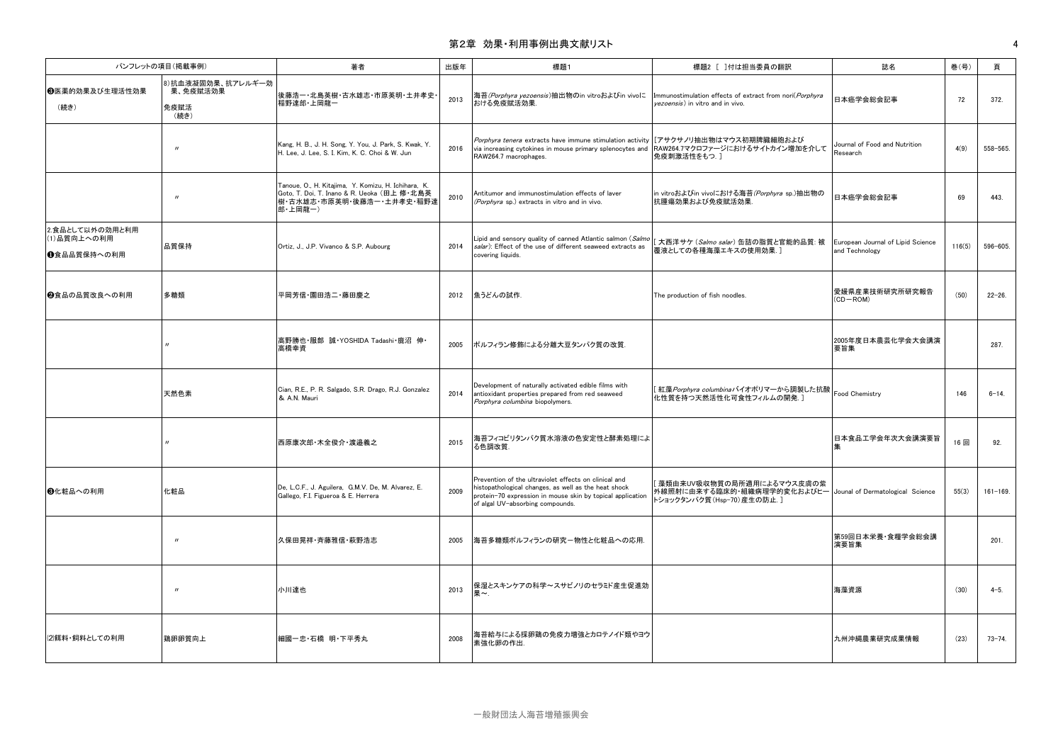## 第2章 効果・利用事例出典文献リスト

| パンフレットの項目(掲載事例) | | 著者 | 出版年 | 標題1 | 標題2 [ ]付は担当委員の翻訳 | 誌名 | 巻(号) | 頁 |
|---|---|---|---|---|---|---|---|---|
| ❸医薬的効果及び生理活性効果 (続き) | 8)抗血液凝固効果、抗アレルギー効果、免疫賦活効果 免疫賦活 (続き) | 後藤浩一・北島英樹・古水雄志・市原英明・土井孝史・稲野達郎・上岡龍一 | 2013 | 海苔(*Porphyra yezoensis*)抽出物のin vitroおよびin vivoにおける免疫賦活効果. | Immunostimulation effects of extract from nori(*Porphyra yezoensis*) in vitro and in vivo. | 日本癌学会総会記事 | 72 | 372. |
| | 〃 | Kang, H. B., J. H. Song, Y. You, J. Park, S. Kwak, Y. H. Lee, J. Lee, S. I. Kim, K. C. Choi & W. Jun | 2016 | *Porphyra tenera* extracts have immune stimulation activity via increasing cytokines in mouse primary splenocytes and RAW264.7 macrophages. | [アサクサノリ抽出物はマウス初期脾臓細胞およびRAW264.7マクロファージにおけるサイトカイン増加を介して免疫刺激活性をもつ. ] | Journal of Food and Nutrition Research | 4(9) | 558-565. |
| | 〃 | Tanoue, O., H. Kitajima, Y. Komizu, H. Ichihara, K. Goto, T. Doi, T. Inano & R. Ueoka (田上 修・北島英樹・古水雄志・市原英明・後藤浩一・土井孝史・稲野達郎・上岡龍一) | 2010 | Antitumor and immunostimulation effects of laver (*Porphyra* sp.) extracts in vitro and in vivo. | in vitroおよびin vivoにおける海苔(*Porphyra* sp.)抽出物の抗腫瘍効果および免疫賦活効果. | 日本癌学会総会記事 | 69 | 443. |
| 2.食品として以外の効用と利用 (1)品質向上への利用 ❶食品品質保持への利用 | 品質保持 | Ortiz, J., J.P. Vivanco & S.P. Aubourg | 2014 | Lipid and sensory quality of canned Atlantic salmon (*Salmo salar*): Effect of the use of different seaweed extracts as covering liquids. | [ 大西洋サケ (*Salmo salar*) 缶詰の脂質と官能的品質: 被覆液としての各種海藻エキスの使用効果. ] | European Journal of Lipid Science and Technology | 116(5) | 596-605. |
| ❷食品の品質改良への利用 | 多糖類 | 平岡芳信・園田浩二・藤田慶之 | 2012 | 魚うどんの試作. | The production of fish noodles. | 愛媛県産業技術研究所研究報告 (CD−ROM) | (50) | 22-26. |
| | 〃 | 高野勝也・服部 誠・YOSHIDA Tadashi・鹿沼 伸・高橋幸資 | 2005 | ポルフィラン修飾による分離大豆タンパク質の改質. | | 2005年度日本農芸化学会大会講演要旨集 | | 287. |
| | 天然色素 | Cian, R.E., P. R. Salgado, S.R. Drago, R.J. Gonzalez & A.N. Mauri | 2014 | Development of naturally activated edible films with antioxidant properties prepared from red seaweed *Porphyra columbina* biopolymers. | [ 紅藻*Porphyra columbina*バイオポリマーから調製した抗酸化性質を持つ天然活性化可食性フィルムの開発. ] | Food Chemistry | 146 | 6-14. |
| | 〃 | 西原康次郎・木全俊介・渡邉義之 | 2015 | 海苔フィコビリタンパク質水溶液の色安定性と酵素処理による色調改質. | | 日本食品工学会年次大会講演要旨集 | 16 回 | 92. |
| ❸化粧品への利用 | 化粧品 | De, L.C.F., J. Aguilera, G.M.V. De, M. Alvarez, E. Gallego, F.I. Figueroa & E. Herrera | 2009 | Prevention of the ultraviolet effects on clinical and histopathological changes, as well as the heat shock protein-70 expression in mouse skin by topical application of algal UV-absorbing compounds. | [ 藻類由来UV吸収物質の局所適用によるマウス皮膚の紫外線照射に由来する臨床的・組織病理学的変化およびヒートショックタンパク質(Hsp-70)産生の防止. ] | Jounal of Dermatological Science | 55(3) | 161-169. |
| | 〃 | 久保田晃祥・斉藤雅信・萩野浩志 | 2005 | 海苔多糖類ポルフィランの研究−物性と化粧品への応用. | | 第59回日本栄養・食糧学会総会講演要旨集 | | 201. |
| | 〃 | 小川達也 | 2013 | 保湿とスキンケアの科学〜スサビノリのセラミド産生促進効果〜. | | 海藻資源 | (30) | 4-5. |
| (2)餌料・飼料としての利用 | 鶏卵卵質向上 | 細國一忠・石橋 明・下平秀丸 | 2008 | 海苔給与による採卵鶏の免疫力増強とカロテノイド類やヨウ素強化卵の作出. | | 九州沖縄農業研究成果情報 | (23) | 73-74. |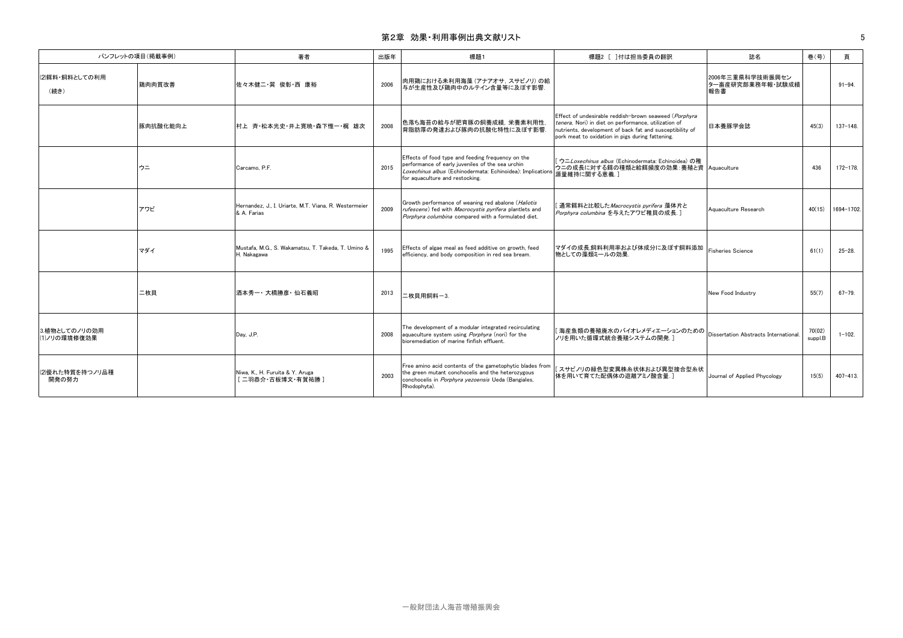## 第2章 効果・利用事例出典文献リスト

| パンフレットの項目(掲載事例) | | 著者 | 出版年 | 標題1 | 標題2 [ ]付は担当委員の翻訳 | 誌名 | 巻(号) | 頁 |
|---|---|---|---|---|---|---|---|---|
| (2)餌料・飼料としての利用 (続き) | 鶏肉肉質改善 | 佐々木健二・巽 俊彰・西 康裕 | 2006 | 肉用鶏における未利用海藻(アナアオサ、スサビノリ)の給与が生産性及び鶏肉中のルテイン含量等に及ぼす影響. | | 2006年三重県科学技術振興センター畜産研究部業務年報・試験成績報告書 | | 91-94. |
| | 豚肉抗酸化能向上 | 村上 斉・松本光史・井上寛暁・森下惟一・梶 雄次 | 2008 | 色落ち海苔の給与が肥育豚の飼養成績、栄養素利用性、背脂肪厚の発達および豚肉の抗酸化特性に及ぼす影響. | Effect of undesirable reddish-brown seaweed (*Porphyra tenera*, Nori) in diet on performance, utilization of nutrients, development of back fat and susceptibility of pork meat to oxidation in pigs during fattening. | 日本養豚学会誌 | 45(3) | 137-148. |
| | ウニ | Carcamo, P.F. | 2015 | Effects of food type and feeding frequency on the performance of early juveniles of the sea urchin *Loxechinus albus* (Echinodermata: Echinoidea): Implications for aquaculture and restocking. | [ ウニ*Loxechinus albus* (Echinodermata: Echinoidea) の稚ウニの成長に対する餌の種類と給餌頻度の効果:養殖と資源量維持に関する意義. ] | Aquaculture | 436 | 172-178. |
| | アワビ | Hernandez, J., I. Uriarte, M.T. Viana, R. Westermeier & A. Farias | 2009 | Growth performance of weaning red abalone (*Haliotis rufescens*) fed with *Macrocystis pyrifera* plantlets and *Porphyra columbina* compared with a formulated diet. | [ 通常餌料と比較した*Macrocystis pyrifera* 藻体片と *Porphyra columbina* を与えたアワビ稚貝の成長. ] | Aquaculture Research | 40(15) | 1694-1702. |
| | マダイ | Mustafa, M.G., S. Wakamatsu, T. Takeda, T. Umino & H. Nakagawa | 1995 | Effects of algae meal as feed additive on growth, feed efficiency, and body composition in red sea bream. | マダイの成長,餌料利用率および体成分に及ぼす飼料添加物としての藻類ミールの効果. | Fisheries Science | 61(1) | 25-28. |
| | 二枚貝 | 酒本秀一・ 大橋勝彦・ 仙石義昭 | 2013 | 二枚貝用飼料−3. | | New Food Industry | 55(7) | 67-79. |
| 3.植物としてのノリの効用 (1)ノリの環境修復効果 | | Day, J.P. | 2008 | The development of a modular integrated recirculating aquaculture system using *Porphyra* (nori) for the bioremediation of marine finfish effluent. | [ 海産魚類の養殖廃水のバイオレメディエーションのためのノリを用いた循環式統合養殖システムの開発. ] | Dissertation Abstracts International. | 70(02) suppl.B | 1-102. |
| (2)優れた特質を持つノリ品種開発の努力 | | Niwa, K., H. Furuita & Y. Aruga [ 二羽恭介・古板博文・有賀祐勝 ] | 2003 | Free amino acid contents of the gametophytic blades from the green mutant conchocelis and the heterozygous conchocelis in *Porphyra yezoensis* Ueda (Bangiales, Rhodophyta). | [ スサビノリの緑色型変異株糸状体および異型接合型糸状体を用いて育てた配偶体の遊離アミノ酸含量. ] | Journal of Applied Phycology | 15(5) | 407-413. |

一般財団法人海苔増殖振興会